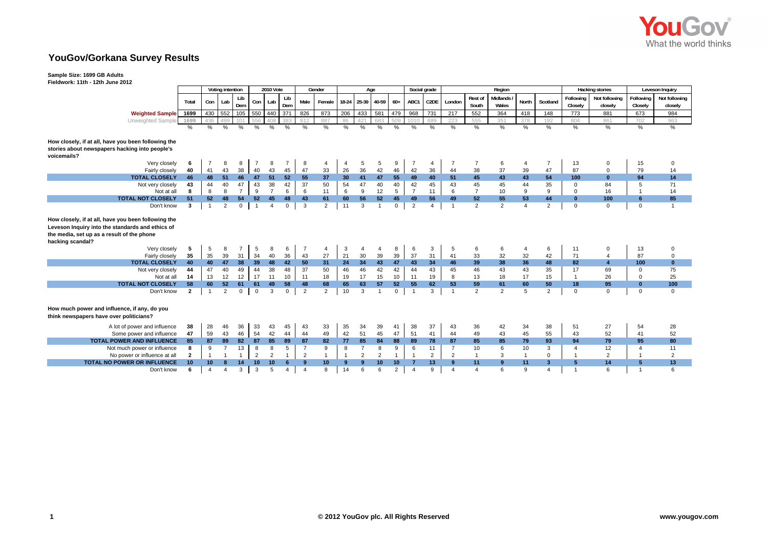# YouGov/Gorkana Survey Results

**Sample Size: 1699 GB Adults**
**Fieldwork: 11th - 12th June 2012**

| | Total | Voting intention | | | 2010 Vote | | | Gender | | Age | | | | Social grade | | Region | | | | | Hacking stories | | Leveson Inquiry | |
|---|---|---|---|---|---|---|---|---|---|---|---|---|---|---|---|---|---|---|---|---|---|---|---|---|
| | | Con | Lab | Lib Dem | Con | Lab | Lib Dem | Male | Female | 18-24 | 25-39 | 40-59 | 60+ | ABC1 | C2DE | London | Rest of South | Midlands / Wales | North | Scotland | Following Closely | Not following closely | Following Closely | Not following closely |
| **Weighted Sample** | 1699 | 430 | 552 | 105 | 550 | 440 | 371 | 826 | 873 | 206 | 433 | 581 | 479 | 968 | 731 | 217 | 552 | 364 | 418 | 148 | 773 | 881 | 673 | 984 |
| Unweighted Sample | 1699 | 436 | 499 | 101 | 556 | 408 | 383 | 812 | 887 | 86 | 421 | 683 | 509 | 1010 | 689 | 223 | 555 | 351 | 378 | 192 | 804 | 861 | 702 | 963 |
| | % | % | % | % | % | % | % | % | % | % | % | % | % | % | % | % | % | % | % | % | % | % | % | % |
| **How closely, if at all, have you been following the stories about newspapers hacking into people's voicemails?** | | | | | | | | | | | | | | | | | | | | | | | | |
| Very closely | 6 | 7 | 8 | 8 | 7 | 8 | 7 | 8 | 4 | 4 | 5 | 5 | 9 | 7 | 4 | 7 | 7 | 6 | 4 | 7 | 13 | 0 | 15 | 0 |
| Fairly closely | 40 | 41 | 43 | 38 | 40 | 43 | 45 | 47 | 33 | 26 | 36 | 42 | 46 | 42 | 36 | 44 | 38 | 37 | 39 | 47 | 87 | 0 | 79 | 14 |
| **TOTAL CLOSELY** | **46** | **48** | **51** | **46** | **47** | **51** | **52** | **55** | **37** | **30** | **41** | **47** | **55** | **49** | **40** | **51** | **45** | **43** | **43** | **54** | **100** | **0** | **94** | **14** |
| Not very closely | 43 | 44 | 40 | 47 | 43 | 38 | 42 | 37 | 50 | 54 | 47 | 40 | 40 | 42 | 45 | 43 | 45 | 45 | 44 | 35 | 0 | 84 | 5 | 71 |
| Not at all | 8 | 8 | 8 | 7 | 9 | 7 | 6 | 6 | 11 | 6 | 9 | 12 | 5 | 7 | 11 | 6 | 7 | 10 | 9 | 9 | 0 | 16 | 1 | 14 |
| **TOTAL NOT CLOSELY** | **51** | **52** | **48** | **54** | **52** | **45** | **48** | **43** | **61** | **60** | **56** | **52** | **45** | **49** | **56** | **49** | **52** | **55** | **53** | **44** | **0** | **100** | **6** | **85** |
| Don't know | 3 | 1 | 2 | 0 | 1 | 4 | 0 | 3 | 2 | 11 | 3 | 1 | 0 | 2 | 4 | 1 | 2 | 2 | 4 | 2 | 0 | 0 | 0 | 1 |
| **How closely, if at all, have you been following the Leveson Inquiry into the standards and ethics of the media, set up as a result of the phone hacking scandal?** | | | | | | | | | | | | | | | | | | | | | | | | |
| Very closely | 5 | 5 | 8 | 7 | 5 | 8 | 6 | 7 | 4 | 3 | 4 | 4 | 8 | 6 | 3 | 5 | 6 | 6 | 4 | 6 | 11 | 0 | 13 | 0 |
| Fairly closely | 35 | 35 | 39 | 31 | 34 | 40 | 36 | 43 | 27 | 21 | 30 | 39 | 39 | 37 | 31 | 41 | 33 | 32 | 32 | 42 | 71 | 4 | 87 | 0 |
| **TOTAL CLOSELY** | **40** | **40** | **47** | **38** | **39** | **48** | **42** | **50** | **31** | **24** | **34** | **43** | **47** | **43** | **34** | **46** | **39** | **38** | **36** | **48** | **82** | **4** | **100** | **0** |
| Not very closely | 44 | 47 | 40 | 49 | 44 | 38 | 48 | 37 | 50 | 46 | 46 | 42 | 42 | 44 | 43 | 45 | 46 | 43 | 43 | 35 | 17 | 69 | 0 | 75 |
| Not at all | 14 | 13 | 12 | 12 | 17 | 11 | 10 | 11 | 18 | 19 | 17 | 15 | 10 | 11 | 19 | 8 | 13 | 18 | 17 | 15 | 1 | 26 | 0 | 25 |
| **TOTAL NOT CLOSELY** | **58** | **60** | **52** | **61** | **61** | **49** | **58** | **48** | **68** | **65** | **63** | **57** | **52** | **55** | **62** | **53** | **59** | **61** | **60** | **50** | **18** | **95** | **0** | **100** |
| Don't know | 2 | 1 | 2 | 0 | 0 | 3 | 0 | 2 | 2 | 10 | 3 | 1 | 0 | 1 | 3 | 1 | 2 | 2 | 5 | 2 | 0 | 0 | 0 | 0 |
| **How much power and influence, if any, do you think newspapers have over politicians?** | | | | | | | | | | | | | | | | | | | | | | | | |
| A lot of power and influence | 38 | 28 | 46 | 36 | 33 | 43 | 45 | 43 | 33 | 35 | 34 | 39 | 41 | 38 | 37 | 43 | 36 | 42 | 34 | 38 | 51 | 27 | 54 | 28 |
| Some power and influence | 47 | 59 | 43 | 46 | 54 | 42 | 44 | 44 | 49 | 42 | 51 | 45 | 47 | 51 | 41 | 44 | 49 | 43 | 45 | 55 | 43 | 52 | 41 | 52 |
| **TOTAL POWER AND INFLUENCE** | **85** | **87** | **89** | **82** | **87** | **85** | **89** | **87** | **82** | **77** | **85** | **84** | **88** | **89** | **78** | **87** | **85** | **85** | **79** | **93** | **94** | **79** | **95** | **80** |
| Not much power or influence | 8 | 9 | 7 | 13 | 8 | 8 | 5 | 7 | 9 | 8 | 7 | 8 | 9 | 6 | 11 | 7 | 10 | 6 | 10 | 3 | 4 | 12 | 4 | 11 |
| No power or influence at all | 2 | 1 | 1 | 1 | 2 | 2 | 1 | 2 | 1 | 1 | 2 | 2 | 1 | 1 | 2 | 2 | 1 | 3 | 1 | 0 | 1 | 2 | 1 | 2 |
| **TOTAL NO POWER OR INFLUENCE** | **10** | **10** | **8** | **14** | **10** | **10** | **6** | **9** | **10** | **9** | **9** | **10** | **10** | **7** | **13** | **9** | **11** | **9** | **11** | **3** | **5** | **14** | **5** | **13** |
| Don't know | 6 | 4 | 4 | 3 | 3 | 5 | 4 | 4 | 8 | 14 | 6 | 6 | 2 | 4 | 9 | 4 | 4 | 6 | 9 | 4 | 1 | 6 | 1 | 6 |

© 2012 YouGov plc. All Rights Reserved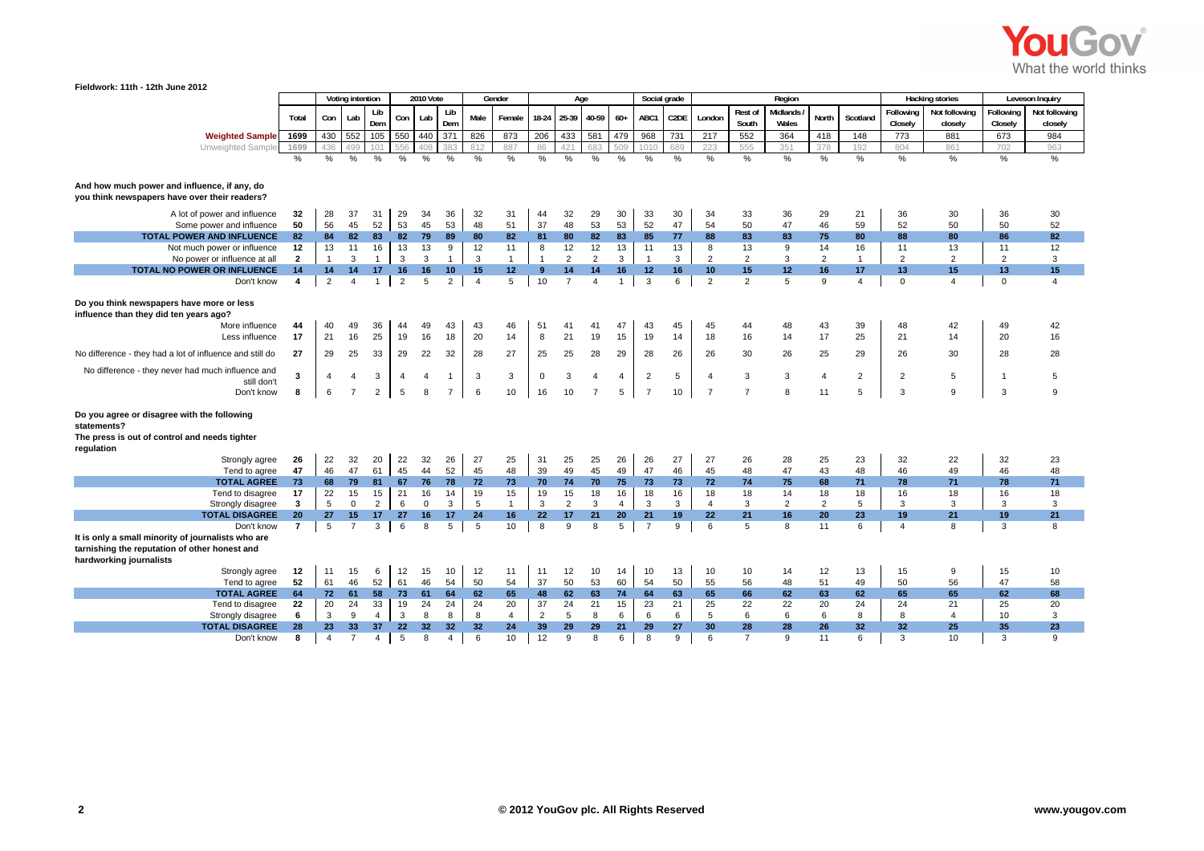Fieldwork: 11th - 12th June 2012

| | Total | Voting intention | | | 2010 Vote | | | Gender | | Age | | | | Social grade | | Region | | | | | Hacking stories | | Leveson Inquiry | |
|---|---|---|---|---|---|---|---|---|---|---|---|---|---|---|---|---|---|---|---|---|---|---|---|---|
| | | Con | Lab | Lib Dem | Con | Lab | Lib Dem | Male | Female | 18-24 | 25-39 | 40-59 | 60+ | ABC1 | C2DE | London | Rest of South | Midlands / Wales | North | Scotland | Following Closely | Not following closely | Following Closely | Not following closely |
| **Weighted Sample** | 1699 | 430 | 552 | 105 | 550 | 440 | 371 | 826 | 873 | 206 | 433 | 581 | 479 | 968 | 731 | 217 | 552 | 364 | 418 | 148 | 773 | 881 | 673 | 984 |
| Unweighted Sample | 1699 | 436 | 499 | 101 | 556 | 408 | 383 | 812 | 887 | 86 | 421 | 683 | 509 | 1010 | 689 | 223 | 555 | 351 | 378 | 192 | 804 | 861 | 702 | 963 |
| | % | % | % | % | % | % | % | % | % | % | % | % | % | % | % | % | % | % | % | % | % | % | % | % |
| **And how much power and influence, if any, do you think newspapers have over their readers?** | | | | | | | | | | | | | | | | | | | | | | | | |
| A lot of power and influence | 32 | 28 | 37 | 31 | 29 | 34 | 36 | 32 | 31 | 44 | 32 | 29 | 30 | 33 | 30 | 34 | 33 | 36 | 29 | 21 | 36 | 30 | 36 | 30 |
| Some power and influence | 50 | 56 | 45 | 52 | 53 | 45 | 53 | 48 | 51 | 37 | 48 | 53 | 53 | 52 | 47 | 54 | 50 | 47 | 46 | 59 | 52 | 50 | 50 | 52 |
| **TOTAL POWER AND INFLUENCE** | **82** | **84** | **82** | **83** | **82** | **79** | **89** | **80** | **82** | **81** | **80** | **82** | **83** | **85** | **77** | **88** | **83** | **83** | **75** | **80** | **88** | **80** | **86** | **82** |
| Not much power or influence | 12 | 13 | 11 | 16 | 13 | 13 | 9 | 12 | 11 | 8 | 12 | 12 | 13 | 11 | 13 | 8 | 13 | 9 | 14 | 16 | 11 | 13 | 11 | 12 |
| No power or influence at all | 2 | 1 | 3 | 1 | 3 | 3 | 1 | 3 | 1 | 1 | 2 | 2 | 3 | 1 | 3 | 2 | 2 | 3 | 2 | 1 | 2 | 2 | 2 | 3 |
| **TOTAL NO POWER OR INFLUENCE** | **14** | **14** | **14** | **17** | **16** | **16** | **10** | **15** | **12** | **9** | **14** | **14** | **16** | **12** | **16** | **10** | **15** | **12** | **16** | **17** | **13** | **15** | **13** | **15** |
| Don't know | 4 | 2 | 4 | 1 | 2 | 5 | 2 | 4 | 5 | 10 | 7 | 4 | 1 | 3 | 6 | 2 | 2 | 5 | 9 | 4 | 0 | 4 | 0 | 4 |
| **Do you think newspapers have more or less influence than they did ten years ago?** | | | | | | | | | | | | | | | | | | | | | | | | |
| More influence | 44 | 40 | 49 | 36 | 44 | 49 | 43 | 43 | 46 | 51 | 41 | 41 | 47 | 43 | 45 | 45 | 44 | 48 | 43 | 39 | 48 | 42 | 49 | 42 |
| Less influence | 17 | 21 | 16 | 25 | 19 | 16 | 18 | 20 | 14 | 8 | 21 | 19 | 15 | 19 | 14 | 18 | 16 | 14 | 17 | 25 | 21 | 14 | 20 | 16 |
| No difference - they had a lot of influence and still do | 27 | 29 | 25 | 33 | 29 | 22 | 32 | 28 | 27 | 25 | 25 | 28 | 29 | 28 | 26 | 26 | 30 | 26 | 25 | 29 | 26 | 30 | 28 | 28 |
| No difference - they never had much influence and still don't | 3 | 4 | 4 | 3 | 4 | 4 | 1 | 3 | 3 | 0 | 3 | 4 | 4 | 2 | 5 | 4 | 3 | 3 | 4 | 2 | 2 | 5 | 1 | 5 |
| Don't know | 8 | 6 | 7 | 2 | 5 | 8 | 7 | 6 | 10 | 16 | 10 | 7 | 5 | 7 | 10 | 7 | 7 | 8 | 11 | 5 | 3 | 9 | 3 | 9 |
| **Do you agree or disagree with the following statements?** | | | | | | | | | | | | | | | | | | | | | | | | |
| **The press is out of control and needs tighter regulation** | | | | | | | | | | | | | | | | | | | | | | | | |
| Strongly agree | 26 | 22 | 32 | 20 | 22 | 32 | 26 | 27 | 25 | 31 | 25 | 25 | 26 | 26 | 27 | 27 | 26 | 28 | 25 | 23 | 32 | 22 | 32 | 23 |
| Tend to agree | 47 | 46 | 47 | 61 | 45 | 44 | 52 | 45 | 48 | 39 | 49 | 45 | 49 | 47 | 46 | 45 | 48 | 47 | 43 | 48 | 46 | 49 | 46 | 48 |
| **TOTAL AGREE** | **73** | **68** | **79** | **81** | **67** | **76** | **78** | **72** | **73** | **70** | **74** | **70** | **75** | **73** | **73** | **72** | **74** | **75** | **68** | **71** | **78** | **71** | **78** | **71** |
| Tend to disagree | 17 | 22 | 15 | 15 | 21 | 16 | 14 | 19 | 15 | 19 | 15 | 18 | 16 | 18 | 16 | 18 | 18 | 14 | 18 | 18 | 16 | 18 | 16 | 18 |
| Strongly disagree | 3 | 5 | 0 | 2 | 6 | 0 | 3 | 5 | 1 | 3 | 2 | 3 | 4 | 3 | 3 | 4 | 3 | 2 | 2 | 5 | 3 | 3 | 3 | 3 |
| **TOTAL DISAGREE** | **20** | **27** | **15** | **17** | **27** | **16** | **17** | **24** | **16** | **22** | **17** | **21** | **20** | **21** | **19** | **22** | **21** | **16** | **20** | **23** | **19** | **21** | **19** | **21** |
| Don't know | 7 | 5 | 7 | 3 | 6 | 8 | 5 | 5 | 10 | 8 | 9 | 8 | 5 | 7 | 9 | 6 | 5 | 8 | 11 | 6 | 4 | 8 | 3 | 8 |
| **It is only a small minority of journalists who are tarnishing the reputation of other honest and hardworking journalists** | | | | | | | | | | | | | | | | | | | | | | | | |
| Strongly agree | 12 | 11 | 15 | 6 | 12 | 15 | 10 | 12 | 11 | 11 | 12 | 10 | 14 | 10 | 13 | 10 | 10 | 14 | 12 | 13 | 15 | 9 | 15 | 10 |
| Tend to agree | 52 | 61 | 46 | 52 | 61 | 46 | 54 | 50 | 54 | 37 | 50 | 53 | 60 | 54 | 50 | 55 | 56 | 48 | 51 | 49 | 50 | 56 | 47 | 58 |
| **TOTAL AGREE** | **64** | **72** | **61** | **58** | **73** | **61** | **64** | **62** | **65** | **48** | **62** | **63** | **74** | **64** | **63** | **65** | **66** | **62** | **63** | **62** | **65** | **65** | **62** | **68** |
| Tend to disagree | 22 | 20 | 24 | 33 | 19 | 24 | 24 | 24 | 20 | 37 | 24 | 21 | 15 | 23 | 21 | 25 | 22 | 22 | 20 | 24 | 24 | 21 | 25 | 20 |
| Strongly disagree | 6 | 3 | 9 | 4 | 3 | 8 | 8 | 8 | 4 | 2 | 5 | 8 | 6 | 6 | 6 | 5 | 6 | 6 | 6 | 8 | 8 | 4 | 10 | 3 |
| **TOTAL DISAGREE** | **28** | **23** | **33** | **37** | **22** | **32** | **32** | **32** | **24** | **39** | **29** | **29** | **21** | **29** | **27** | **30** | **28** | **28** | **26** | **32** | **32** | **25** | **35** | **23** |
| Don't know | 8 | 4 | 7 | 4 | 5 | 8 | 4 | 6 | 10 | 12 | 9 | 8 | 6 | 8 | 9 | 6 | 7 | 9 | 11 | 6 | 3 | 10 | 3 | 9 |

© 2012 YouGov plc. All Rights Reserved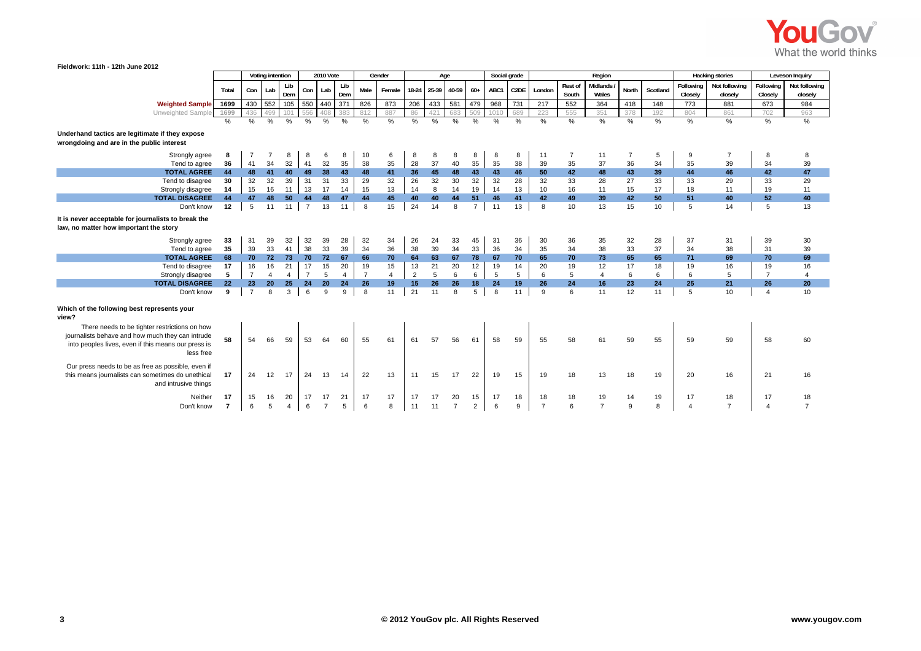Fieldwork: 11th - 12th June 2012

| | Total | Voting intention | | | 2010 Vote | | | Gender | | Age | | | | Social grade | | Region | | | | | Hacking stories | | Leveson Inquiry | |
|---|---|---|---|---|---|---|---|---|---|---|---|---|---|---|---|---|---|---|---|---|---|---|---|---|
| | | Con | Lab | Lib Dem | Con | Lab | Lib Dem | Male | Female | 18-24 | 25-39 | 40-59 | 60+ | ABC1 | C2DE | London | Rest of South | Midlands / Wales | North | Scotland | Following Closely | Not following closely | Following Closely | Not following closely |
| **Weighted Sample** | 1699 | 430 | 552 | 105 | 550 | 440 | 371 | 826 | 873 | 206 | 433 | 581 | 479 | 968 | 731 | 217 | 552 | 364 | 418 | 148 | 773 | 881 | 673 | 984 |
| Unweighted Sample | 1699 | 436 | 499 | 101 | 556 | 408 | 383 | 812 | 887 | 86 | 421 | 683 | 509 | 1010 | 689 | 223 | 555 | 351 | 378 | 192 | 804 | 861 | 702 | 963 |
| | % | % | % | % | % | % | % | % | % | % | % | % | % | % | % | % | % | % | % | % | % | % | % | % |
| **Underhand tactics are legitimate if they expose wrongdoing and are in the public interest** | | | | | | | | | | | | | | | | | | | | | | | | |
| Strongly agree | 8 | 7 | 7 | 8 | 8 | 6 | 8 | 10 | 6 | 8 | 8 | 8 | 8 | 8 | 8 | 11 | 7 | 11 | 7 | 5 | 9 | 7 | 8 | 8 |
| Tend to agree | 36 | 41 | 34 | 32 | 41 | 32 | 35 | 38 | 35 | 28 | 37 | 40 | 35 | 35 | 38 | 39 | 35 | 37 | 36 | 34 | 35 | 39 | 34 | 39 |
| **TOTAL AGREE** | **44** | **48** | **41** | **40** | **49** | **38** | **43** | **48** | **41** | **36** | **45** | **48** | **43** | **43** | **46** | **50** | **42** | **48** | **43** | **39** | **44** | **46** | **42** | **47** |
| Tend to disagree | 30 | 32 | 32 | 39 | 31 | 31 | 33 | 29 | 32 | 26 | 32 | 30 | 32 | 32 | 28 | 32 | 33 | 28 | 27 | 33 | 33 | 29 | 33 | 29 |
| Strongly disagree | 14 | 15 | 16 | 11 | 13 | 17 | 14 | 15 | 13 | 14 | 8 | 14 | 19 | 14 | 13 | 10 | 16 | 11 | 15 | 17 | 18 | 11 | 19 | 11 |
| **TOTAL DISAGREE** | **44** | **47** | **48** | **50** | **44** | **48** | **47** | **44** | **45** | **40** | **40** | **44** | **51** | **46** | **41** | **42** | **49** | **39** | **42** | **50** | **51** | **40** | **52** | **40** |
| Don't know | 12 | 5 | 11 | 11 | 7 | 13 | 11 | 8 | 15 | 24 | 14 | 8 | 7 | 11 | 13 | 8 | 10 | 13 | 15 | 10 | 5 | 14 | 5 | 13 |
| **It is never acceptable for journalists to break the law, no matter how important the story** | | | | | | | | | | | | | | | | | | | | | | | | |
| Strongly agree | 33 | 31 | 39 | 32 | 32 | 39 | 28 | 32 | 34 | 26 | 24 | 33 | 45 | 31 | 36 | 30 | 36 | 35 | 32 | 28 | 37 | 31 | 39 | 30 |
| Tend to agree | 35 | 39 | 33 | 41 | 38 | 33 | 39 | 34 | 36 | 38 | 39 | 34 | 33 | 36 | 34 | 35 | 34 | 38 | 33 | 37 | 34 | 38 | 31 | 39 |
| **TOTAL AGREE** | **68** | **70** | **72** | **73** | **70** | **72** | **67** | **66** | **70** | **64** | **63** | **67** | **78** | **67** | **70** | **65** | **70** | **73** | **65** | **65** | **71** | **69** | **70** | **69** |
| Tend to disagree | 17 | 16 | 16 | 21 | 17 | 15 | 20 | 19 | 15 | 13 | 21 | 20 | 12 | 19 | 14 | 20 | 19 | 12 | 17 | 18 | 19 | 16 | 19 | 16 |
| Strongly disagree | 5 | 7 | 4 | 4 | 7 | 5 | 4 | 7 | 4 | 2 | 5 | 6 | 6 | 5 | 5 | 6 | 5 | 4 | 6 | 6 | 6 | 5 | 7 | 4 |
| **TOTAL DISAGREE** | **22** | **23** | **20** | **25** | **24** | **20** | **24** | **26** | **19** | **15** | **26** | **26** | **18** | **24** | **19** | **26** | **24** | **16** | **23** | **24** | **25** | **21** | **26** | **20** |
| Don't know | 9 | 7 | 8 | 3 | 6 | 9 | 9 | 8 | 11 | 21 | 11 | 8 | 5 | 8 | 11 | 9 | 6 | 11 | 12 | 11 | 5 | 10 | 4 | 10 |
| **Which of the following best represents your view?** | | | | | | | | | | | | | | | | | | | | | | | | |
| There needs to be tighter restrictions on how journalists behave and how much they can intrude into peoples lives, even if this means our press is less free | 58 | 54 | 66 | 59 | 53 | 64 | 60 | 55 | 61 | 61 | 57 | 56 | 61 | 58 | 59 | 55 | 58 | 61 | 59 | 55 | 59 | 59 | 58 | 60 |
| Our press needs to be as free as possible, even if this means journalists can sometimes do unethical and intrusive things | 17 | 24 | 12 | 17 | 24 | 13 | 14 | 22 | 13 | 11 | 15 | 17 | 22 | 19 | 15 | 19 | 18 | 13 | 18 | 19 | 20 | 16 | 21 | 16 |
| Neither | 17 | 15 | 16 | 20 | 17 | 17 | 21 | 17 | 17 | 17 | 17 | 20 | 15 | 17 | 18 | 18 | 18 | 19 | 14 | 19 | 17 | 18 | 17 | 18 |
| Don't know | 7 | 6 | 5 | 4 | 6 | 7 | 5 | 6 | 8 | 11 | 11 | 7 | 2 | 6 | 9 | 7 | 6 | 7 | 9 | 8 | 4 | 7 | 4 | 7 |

© 2012 YouGov plc. All Rights Reserved